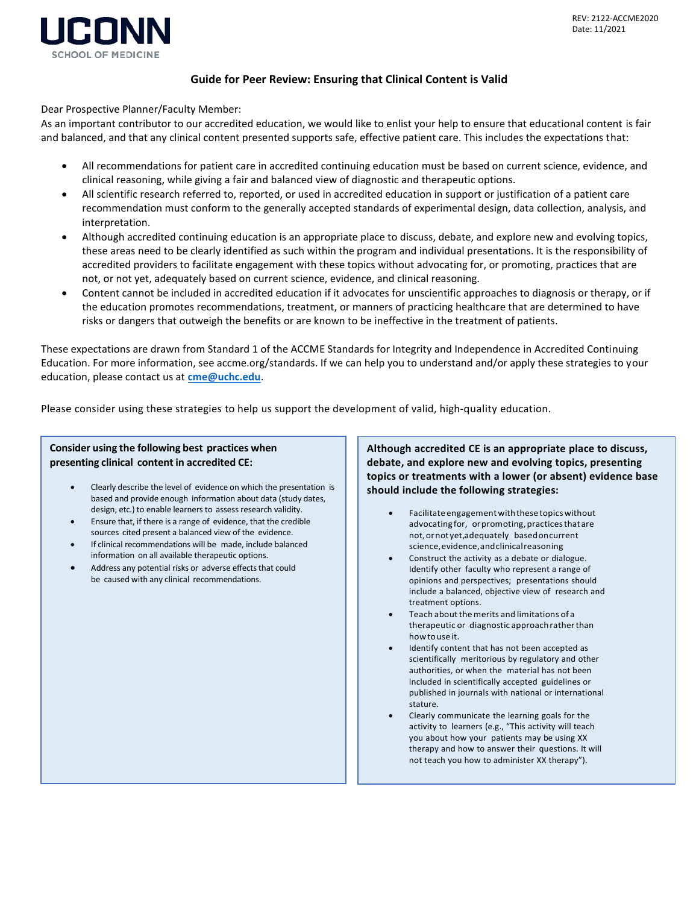REV: 2122-ACCME2020
Date: 11/2021

UCONN SCHOOL OF MEDICINE

# Guide for Peer Review: Ensuring that Clinical Content is Valid

Dear Prospective Planner/Faculty Member:
As an important contributor to our accredited education, we would like to enlist your help to ensure that educational content is fair and balanced, and that any clinical content presented supports safe, effective patient care. This includes the expectations that:

- All recommendations for patient care in accredited continuing education must be based on current science, evidence, and clinical reasoning, while giving a fair and balanced view of diagnostic and therapeutic options.
- All scientific research referred to, reported, or used in accredited education in support or justification of a patient care recommendation must conform to the generally accepted standards of experimental design, data collection, analysis, and interpretation.
- Although accredited continuing education is an appropriate place to discuss, debate, and explore new and evolving topics, these areas need to be clearly identified as such within the program and individual presentations. It is the responsibility of accredited providers to facilitate engagement with these topics without advocating for, or promoting, practices that are not, or not yet, adequately based on current science, evidence, and clinical reasoning.
- Content cannot be included in accredited education if it advocates for unscientific approaches to diagnosis or therapy, or if the education promotes recommendations, treatment, or manners of practicing healthcare that are determined to have risks or dangers that outweigh the benefits or are known to be ineffective in the treatment of patients.

These expectations are drawn from Standard 1 of the ACCME Standards for Integrity and Independence in Accredited Continuing Education. For more information, see accme.org/standards. If we can help you to understand and/or apply these strategies to your education, please contact us at **cme@uchc.edu**.

Please consider using these strategies to help us support the development of valid, high-quality education.

**Consider using the following best practices when presenting clinical content in accredited CE:**

- Clearly describe the level of evidence on which the presentation is based and provide enough information about data (study dates, design, etc.) to enable learners to assess research validity.
- Ensure that, if there is a range of evidence, that the credible sources cited present a balanced view of the evidence.
- If clinical recommendations will be made, include balanced information on all available therapeutic options.
- Address any potential risks or adverse effects that could be caused with any clinical recommendations.

**Although accredited CE is an appropriate place to discuss, debate, and explore new and evolving topics, presenting topics or treatments with a lower (or absent) evidence base should include the following strategies:**

- Facilitate engagement with these topics without advocating for, or promoting, practices that are not, or not yet, adequately based on current science, evidence, and clinical reasoning
- Construct the activity as a debate or dialogue. Identify other faculty who represent a range of opinions and perspectives; presentations should include a balanced, objective view of research and treatment options.
- Teach about the merits and limitations of a therapeutic or diagnostic approach rather than how to use it.
- Identify content that has not been accepted as scientifically meritorious by regulatory and other authorities, or when the material has not been included in scientifically accepted guidelines or published in journals with national or international stature.
- Clearly communicate the learning goals for the activity to learners (e.g., "This activity will teach you about how your patients may be using XX therapy and how to answer their questions. It will not teach you how to administer XX therapy").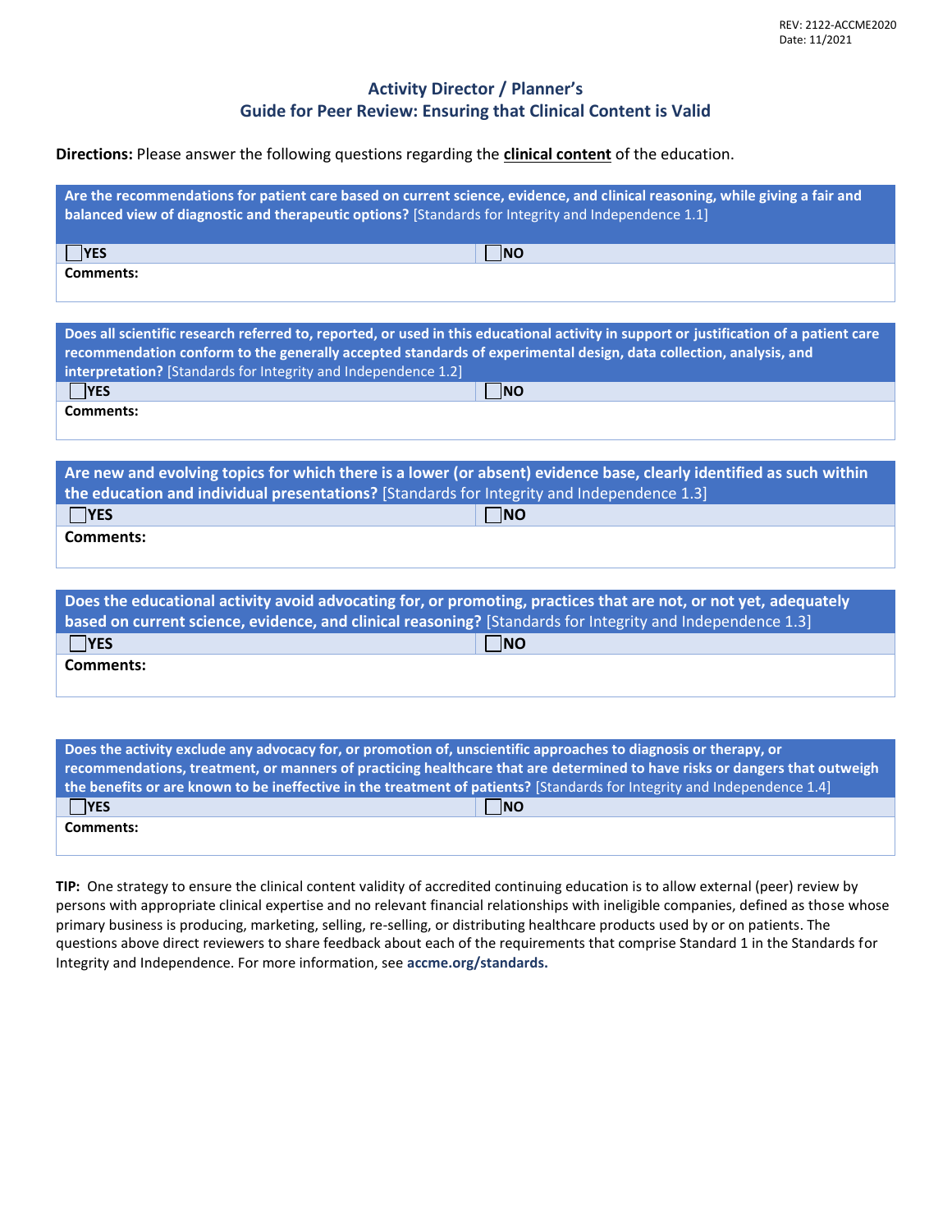REV: 2122-ACCME2020
Date: 11/2021

## Activity Director / Planner's
## Guide for Peer Review: Ensuring that Clinical Content is Valid

**Directions:** Please answer the following questions regarding the **clinical content** of the education.

| **Are the recommendations for patient care based on current science, evidence, and clinical reasoning, while giving a fair and balanced view of diagnostic and therapeutic options?** [Standards for Integrity and Independence 1.1] | |
|---|---|
| ☐ **YES** | ☐ **NO** |
| **Comments:** | |

| **Does all scientific research referred to, reported, or used in this educational activity in support or justification of a patient care recommendation conform to the generally accepted standards of experimental design, data collection, analysis, and interpretation?** [Standards for Integrity and Independence 1.2] | |
|---|---|
| ☐ **YES** | ☐ **NO** |
| **Comments:** | |

| **Are new and evolving topics for which there is a lower (or absent) evidence base, clearly identified as such within the education and individual presentations?** [Standards for Integrity and Independence 1.3] | |
|---|---|
| ☐ **YES** | ☐ **NO** |
| **Comments:** | |

| **Does the educational activity avoid advocating for, or promoting, practices that are not, or not yet, adequately based on current science, evidence, and clinical reasoning?** [Standards for Integrity and Independence 1.3] | |
|---|---|
| ☐ **YES** | ☐ **NO** |
| **Comments:** | |

| **Does the activity exclude any advocacy for, or promotion of, unscientific approaches to diagnosis or therapy, or recommendations, treatment, or manners of practicing healthcare that are determined to have risks or dangers that outweigh the benefits or are known to be ineffective in the treatment of patients?** [Standards for Integrity and Independence 1.4] | |
|---|---|
| ☐ **YES** | ☐ **NO** |
| **Comments:** | |

**TIP:** One strategy to ensure the clinical content validity of accredited continuing education is to allow external (peer) review by persons with appropriate clinical expertise and no relevant financial relationships with ineligible companies, defined as those whose primary business is producing, marketing, selling, re-selling, or distributing healthcare products used by or on patients. The questions above direct reviewers to share feedback about each of the requirements that comprise Standard 1 in the Standards for Integrity and Independence. For more information, see **accme.org/standards.**